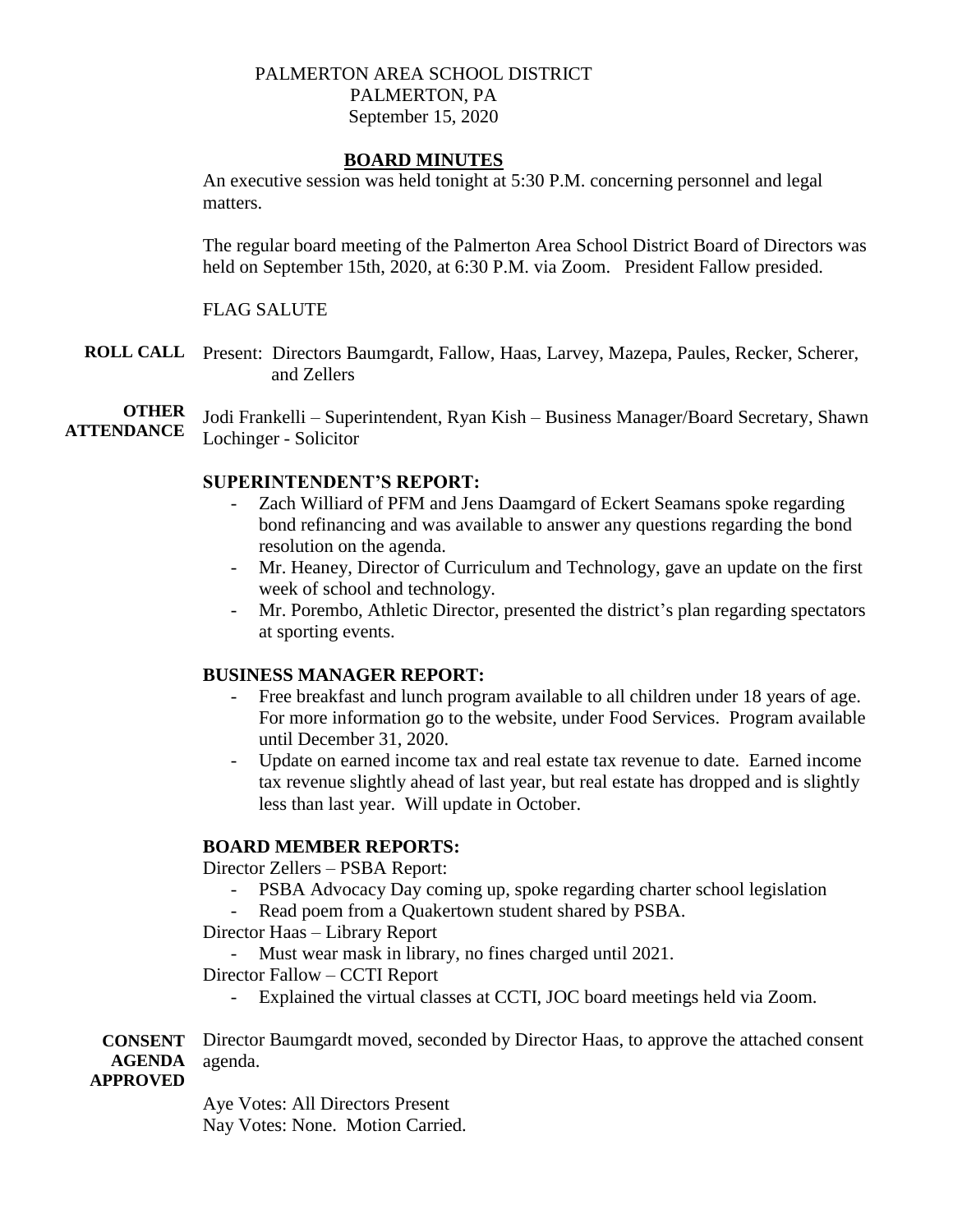PALMERTON AREA SCHOOL DISTRICT
PALMERTON, PA
September 15, 2020

## BOARD MINUTES

An executive session was held tonight at 5:30 P.M. concerning personnel and legal matters.

The regular board meeting of the Palmerton Area School District Board of Directors was held on September 15th, 2020, at 6:30 P.M. via Zoom. President Fallow presided.

FLAG SALUTE

**ROLL CALL** Present: Directors Baumgardt, Fallow, Haas, Larvey, Mazepa, Paules, Recker, Scherer, and Zellers

**OTHER ATTENDANCE** Jodi Frankelli – Superintendent, Ryan Kish – Business Manager/Board Secretary, Shawn Lochinger - Solicitor

### SUPERINTENDENT'S REPORT:

- Zach Williard of PFM and Jens Daamgard of Eckert Seamans spoke regarding bond refinancing and was available to answer any questions regarding the bond resolution on the agenda.
- Mr. Heaney, Director of Curriculum and Technology, gave an update on the first week of school and technology.
- Mr. Porembo, Athletic Director, presented the district's plan regarding spectators at sporting events.

### BUSINESS MANAGER REPORT:

- Free breakfast and lunch program available to all children under 18 years of age. For more information go to the website, under Food Services. Program available until December 31, 2020.
- Update on earned income tax and real estate tax revenue to date. Earned income tax revenue slightly ahead of last year, but real estate has dropped and is slightly less than last year. Will update in October.

### BOARD MEMBER REPORTS:

Director Zellers – PSBA Report:

- PSBA Advocacy Day coming up, spoke regarding charter school legislation
- Read poem from a Quakertown student shared by PSBA.

Director Haas – Library Report

- Must wear mask in library, no fines charged until 2021.

Director Fallow – CCTI Report

- Explained the virtual classes at CCTI, JOC board meetings held via Zoom.

**CONSENT AGENDA APPROVED** Director Baumgardt moved, seconded by Director Haas, to approve the attached consent agenda.

Aye Votes: All Directors Present
Nay Votes: None. Motion Carried.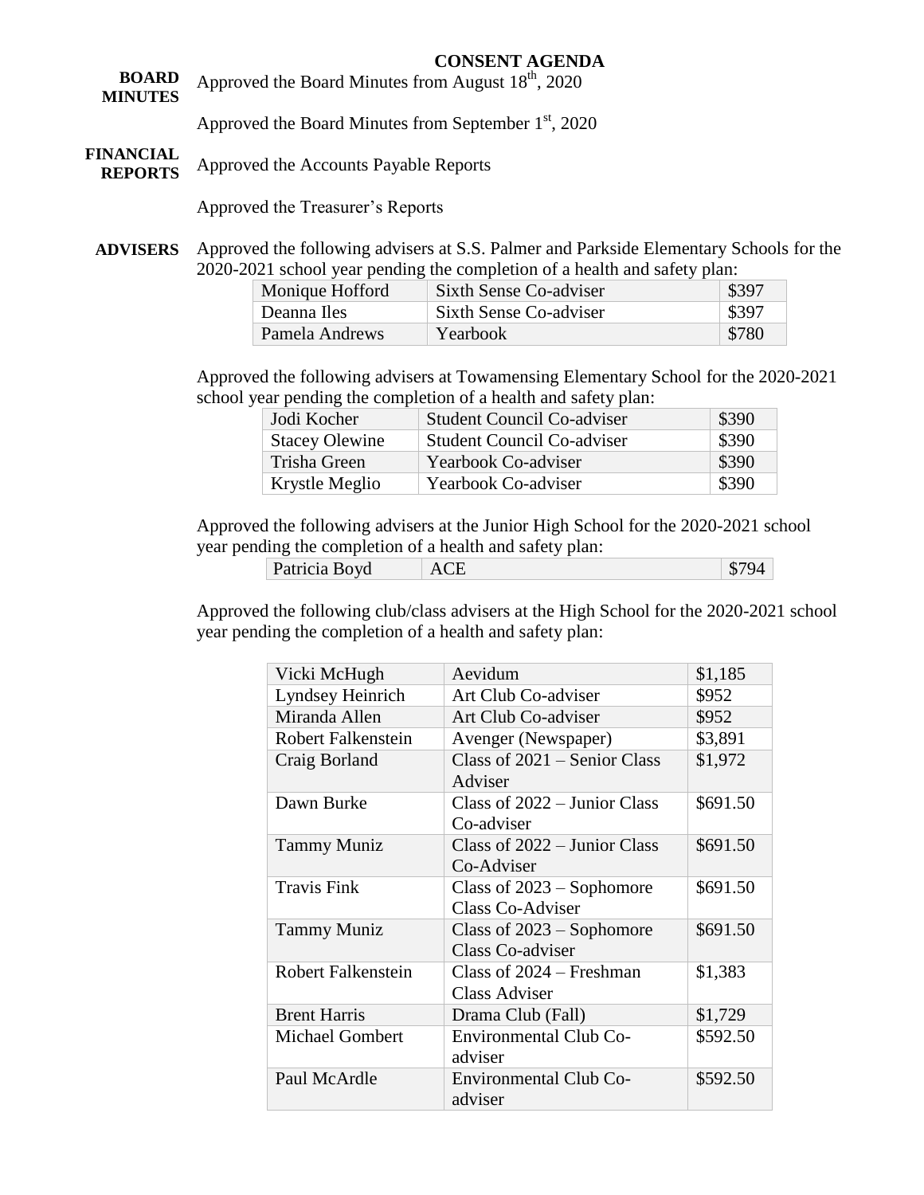## CONSENT AGENDA

**BOARD MINUTES**

Approved the Board Minutes from August 18th, 2020

Approved the Board Minutes from September 1st, 2020

**FINANCIAL REPORTS**

Approved the Accounts Payable Reports

Approved the Treasurer's Reports

**ADVISERS**

Approved the following advisers at S.S. Palmer and Parkside Elementary Schools for the 2020-2021 school year pending the completion of a health and safety plan:

| | | |
|---|---|---|
| Monique Hofford | Sixth Sense Co-adviser | $397 |
| Deanna Iles | Sixth Sense Co-adviser | $397 |
| Pamela Andrews | Yearbook | $780 |

Approved the following advisers at Towamensing Elementary School for the 2020-2021 school year pending the completion of a health and safety plan:

| | | |
|---|---|---|
| Jodi Kocher | Student Council Co-adviser | $390 |
| Stacey Olewine | Student Council Co-adviser | $390 |
| Trisha Green | Yearbook Co-adviser | $390 |
| Krystle Meglio | Yearbook Co-adviser | $390 |

Approved the following advisers at the Junior High School for the 2020-2021 school year pending the completion of a health and safety plan:

| | | |
|---|---|---|
| Patricia Boyd | ACE | $794 |

Approved the following club/class advisers at the High School for the 2020-2021 school year pending the completion of a health and safety plan:

| | | |
|---|---|---|
| Vicki McHugh | Aevidum | $1,185 |
| Lyndsey Heinrich | Art Club Co-adviser | $952 |
| Miranda Allen | Art Club Co-adviser | $952 |
| Robert Falkenstein | Avenger (Newspaper) | $3,891 |
| Craig Borland | Class of 2021 – Senior Class Adviser | $1,972 |
| Dawn Burke | Class of 2022 – Junior Class Co-adviser | $691.50 |
| Tammy Muniz | Class of 2022 – Junior Class Co-Adviser | $691.50 |
| Travis Fink | Class of 2023 – Sophomore Class Co-Adviser | $691.50 |
| Tammy Muniz | Class of 2023 – Sophomore Class Co-adviser | $691.50 |
| Robert Falkenstein | Class of 2024 – Freshman Class Adviser | $1,383 |
| Brent Harris | Drama Club (Fall) | $1,729 |
| Michael Gombert | Environmental Club Co-adviser | $592.50 |
| Paul McArdle | Environmental Club Co-adviser | $592.50 |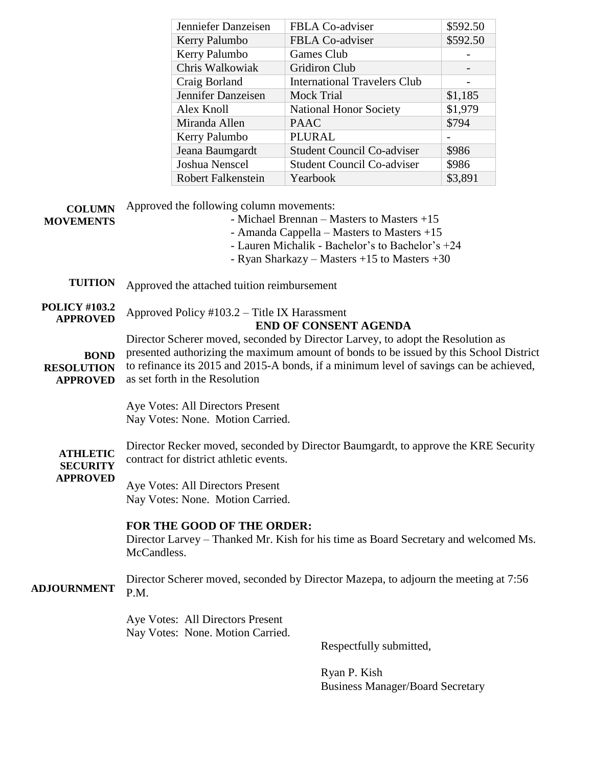| | | |
|---|---|---|
| Jenniefer Danzeisen | FBLA Co-adviser | $592.50 |
| Kerry Palumbo | FBLA Co-adviser | $592.50 |
| Kerry Palumbo | Games Club | - |
| Chris Walkowiak | Gridiron Club | - |
| Craig Borland | International Travelers Club | - |
| Jennifer Danzeisen | Mock Trial | $1,185 |
| Alex Knoll | National Honor Society | $1,979 |
| Miranda Allen | PAAC | $794 |
| Kerry Palumbo | PLURAL | - |
| Jeana Baumgardt | Student Council Co-adviser | $986 |
| Joshua Nenscel | Student Council Co-adviser | $986 |
| Robert Falkenstein | Yearbook | $3,891 |

**COLUMN MOVEMENTS**

Approved the following column movements:

- Michael Brennan – Masters to Masters +15
- Amanda Cappella – Masters to Masters +15
- Lauren Michalik - Bachelor's to Bachelor's +24
- Ryan Sharkazy – Masters +15 to Masters +30

**TUITION**

Approved the attached tuition reimbursement

**POLICY #103.2 APPROVED**

Approved Policy #103.2 – Title IX Harassment

**END OF CONSENT AGENDA**

**BOND RESOLUTION APPROVED**

Director Scherer moved, seconded by Director Larvey, to adopt the Resolution as presented authorizing the maximum amount of bonds to be issued by this School District to refinance its 2015 and 2015-A bonds, if a minimum level of savings can be achieved, as set forth in the Resolution

Aye Votes: All Directors Present
Nay Votes: None. Motion Carried.

**ATHLETIC SECURITY APPROVED**

Director Recker moved, seconded by Director Baumgardt, to approve the KRE Security contract for district athletic events.

Aye Votes: All Directors Present
Nay Votes: None. Motion Carried.

**FOR THE GOOD OF THE ORDER:**

Director Larvey – Thanked Mr. Kish for his time as Board Secretary and welcomed Ms. McCandless.

**ADJOURNMENT**

Director Scherer moved, seconded by Director Mazepa, to adjourn the meeting at 7:56 P.M.

Aye Votes: All Directors Present
Nay Votes: None. Motion Carried.

Respectfully submitted,

Ryan P. Kish
Business Manager/Board Secretary